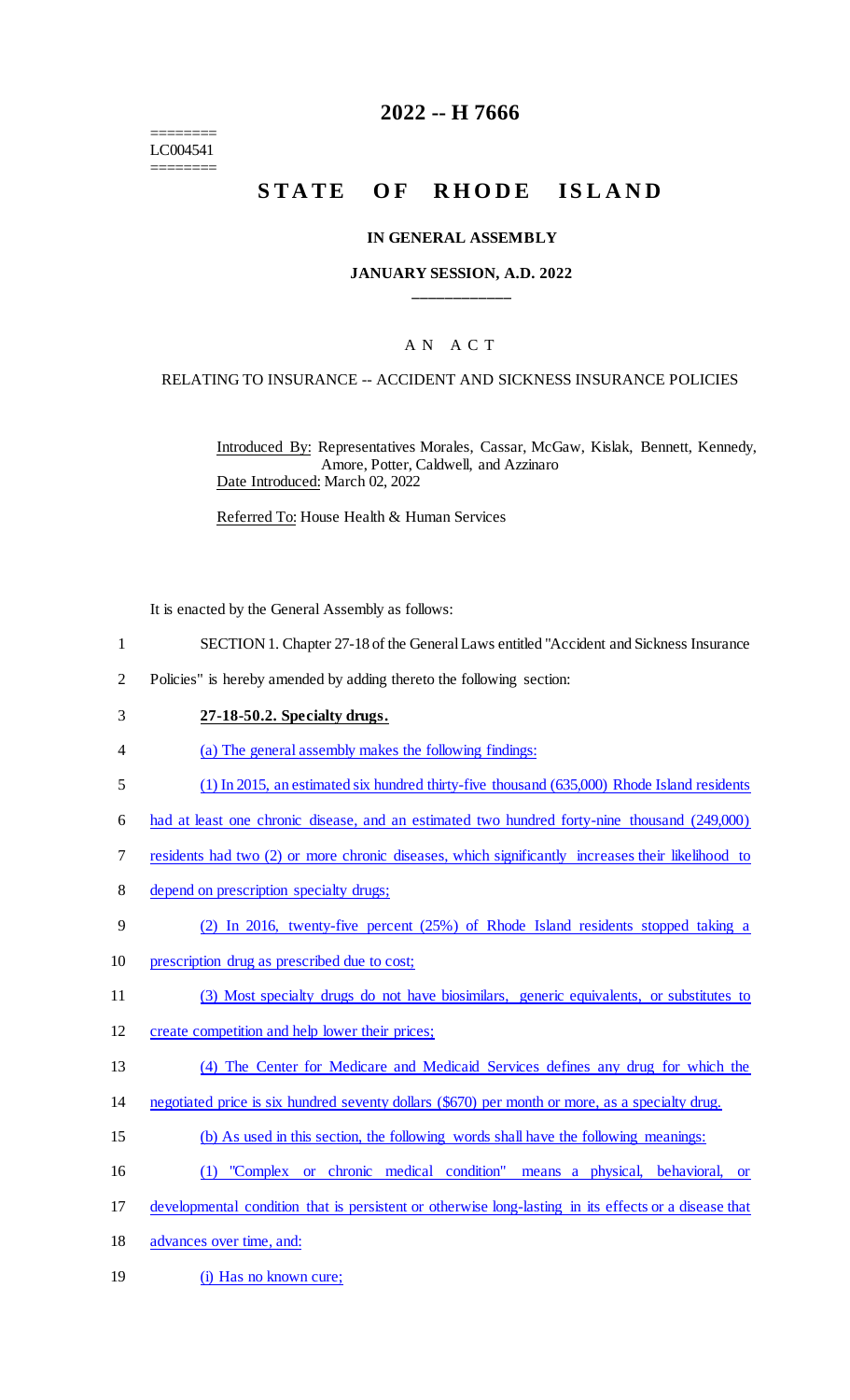========
LC004541
========

# 2022 -- H 7666

## STATE OF RHODE ISLAND

### IN GENERAL ASSEMBLY

### JANUARY SESSION, A.D. 2022

### A N A C T

RELATING TO INSURANCE -- ACCIDENT AND SICKNESS INSURANCE POLICIES

Introduced By: Representatives Morales, Cassar, McGaw, Kislak, Bennett, Kennedy, Amore, Potter, Caldwell, and Azzinaro

Date Introduced: March 02, 2022

Referred To: House Health & Human Services

It is enacted by the General Assembly as follows:

1 SECTION 1. Chapter 27-18 of the General Laws entitled "Accident and Sickness Insurance
2 Policies" is hereby amended by adding thereto the following section:

3 **27-18-50.2. Specialty drugs.**

4 (a) The general assembly makes the following findings:

5 (1) In 2015, an estimated six hundred thirty-five thousand (635,000) Rhode Island residents
6 had at least one chronic disease, and an estimated two hundred forty-nine thousand (249,000)
7 residents had two (2) or more chronic diseases, which significantly increases their likelihood to
8 depend on prescription specialty drugs;

9 (2) In 2016, twenty-five percent (25%) of Rhode Island residents stopped taking a
10 prescription drug as prescribed due to cost;

11 (3) Most specialty drugs do not have biosimilars, generic equivalents, or substitutes to
12 create competition and help lower their prices;

13 (4) The Center for Medicare and Medicaid Services defines any drug for which the
14 negotiated price is six hundred seventy dollars ($670) per month or more, as a specialty drug.

15 (b) As used in this section, the following words shall have the following meanings:

16 (1) "Complex or chronic medical condition" means a physical, behavioral, or
17 developmental condition that is persistent or otherwise long-lasting in its effects or a disease that
18 advances over time, and:

19 (i) Has no known cure;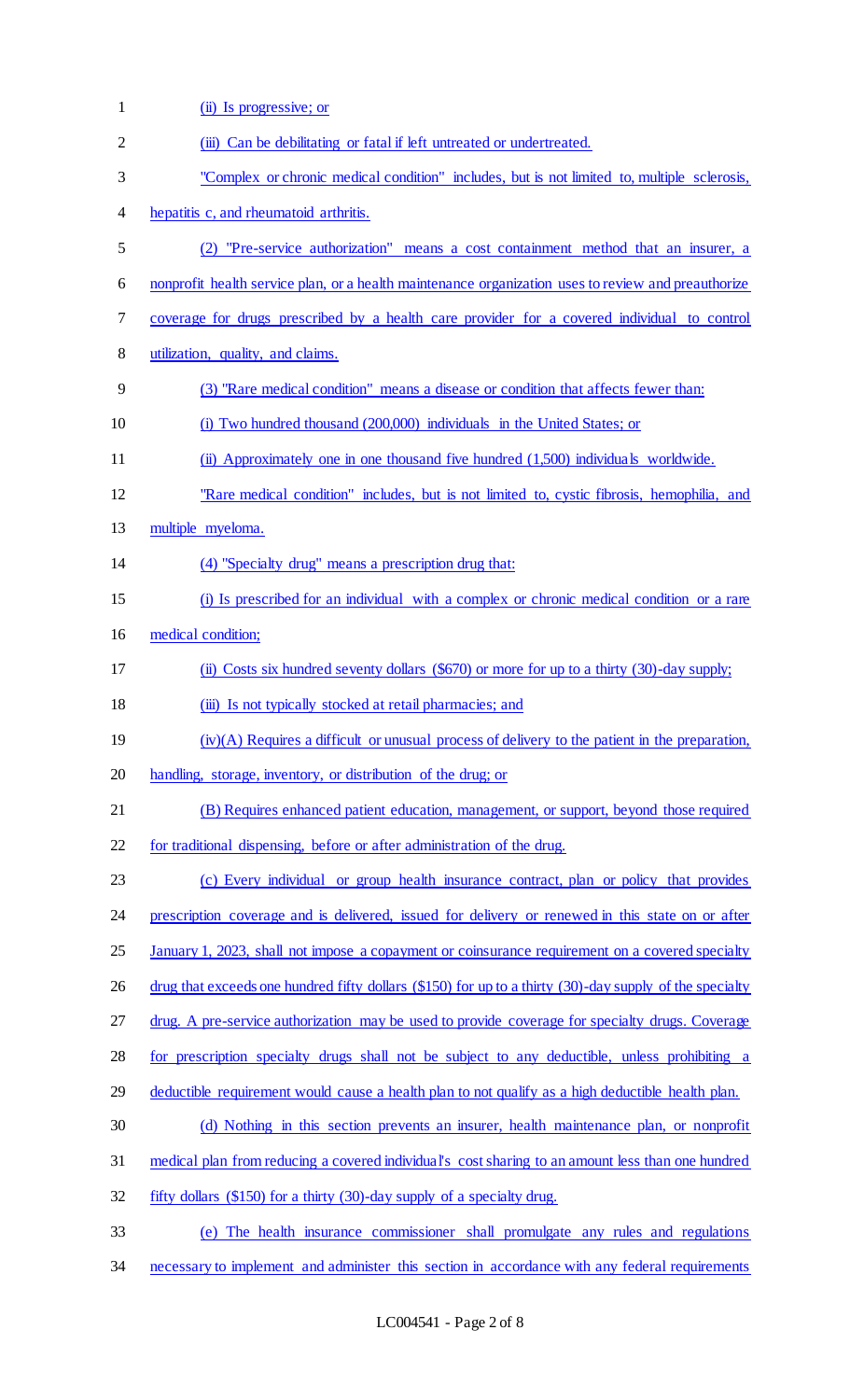(ii) Is progressive; or

(iii) Can be debilitating or fatal if left untreated or undertreated.

"Complex or chronic medical condition" includes, but is not limited to, multiple sclerosis, hepatitis c, and rheumatoid arthritis.

(2) "Pre-service authorization" means a cost containment method that an insurer, a nonprofit health service plan, or a health maintenance organization uses to review and preauthorize coverage for drugs prescribed by a health care provider for a covered individual to control utilization, quality, and claims.

(3) "Rare medical condition" means a disease or condition that affects fewer than:

(i) Two hundred thousand (200,000) individuals in the United States; or

(ii) Approximately one in one thousand five hundred (1,500) individuals worldwide.

"Rare medical condition" includes, but is not limited to, cystic fibrosis, hemophilia, and multiple myeloma.

(4) "Specialty drug" means a prescription drug that:

(i) Is prescribed for an individual with a complex or chronic medical condition or a rare medical condition;

(ii) Costs six hundred seventy dollars ($670) or more for up to a thirty (30)-day supply;

(iii) Is not typically stocked at retail pharmacies; and

(iv)(A) Requires a difficult or unusual process of delivery to the patient in the preparation, handling, storage, inventory, or distribution of the drug; or

(B) Requires enhanced patient education, management, or support, beyond those required for traditional dispensing, before or after administration of the drug.

(c) Every individual or group health insurance contract, plan or policy that provides prescription coverage and is delivered, issued for delivery or renewed in this state on or after January 1, 2023, shall not impose a copayment or coinsurance requirement on a covered specialty drug that exceeds one hundred fifty dollars ($150) for up to a thirty (30)-day supply of the specialty drug. A pre-service authorization may be used to provide coverage for specialty drugs. Coverage for prescription specialty drugs shall not be subject to any deductible, unless prohibiting a deductible requirement would cause a health plan to not qualify as a high deductible health plan.

(d) Nothing in this section prevents an insurer, health maintenance plan, or nonprofit medical plan from reducing a covered individual's cost sharing to an amount less than one hundred fifty dollars ($150) for a thirty (30)-day supply of a specialty drug.

(e) The health insurance commissioner shall promulgate any rules and regulations necessary to implement and administer this section in accordance with any federal requirements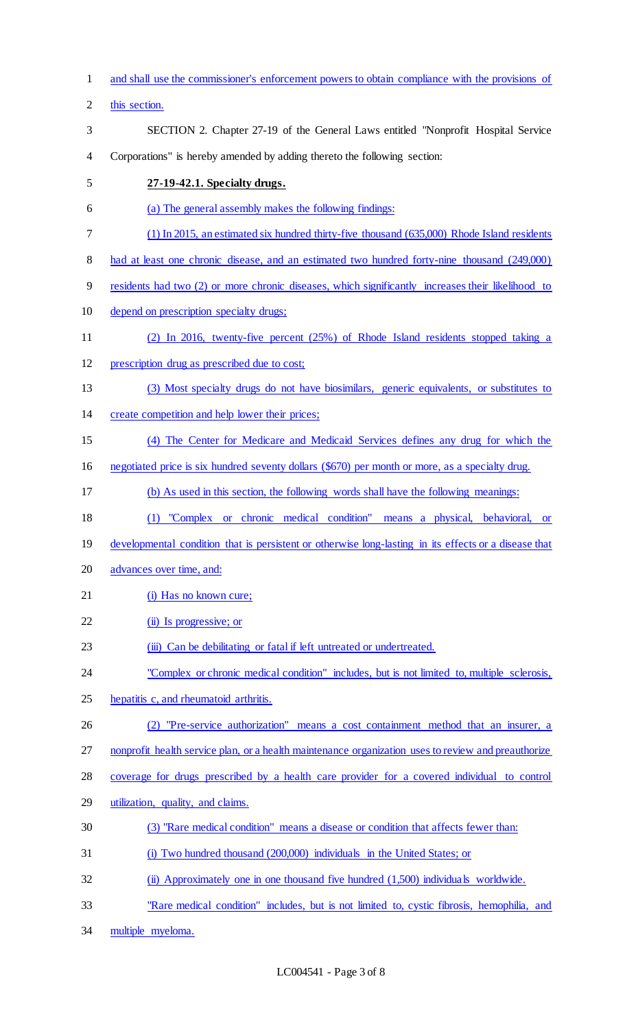and shall use the commissioner's enforcement powers to obtain compliance with the provisions of this section.

SECTION 2. Chapter 27-19 of the General Laws entitled "Nonprofit Hospital Service Corporations" is hereby amended by adding thereto the following section:

**27-19-42.1. Specialty drugs.**

(a) The general assembly makes the following findings:

(1) In 2015, an estimated six hundred thirty-five thousand (635,000) Rhode Island residents had at least one chronic disease, and an estimated two hundred forty-nine thousand (249,000) residents had two (2) or more chronic diseases, which significantly increases their likelihood to depend on prescription specialty drugs;

(2) In 2016, twenty-five percent (25%) of Rhode Island residents stopped taking a prescription drug as prescribed due to cost;

(3) Most specialty drugs do not have biosimilars, generic equivalents, or substitutes to create competition and help lower their prices;

(4) The Center for Medicare and Medicaid Services defines any drug for which the negotiated price is six hundred seventy dollars ($670) per month or more, as a specialty drug.

(b) As used in this section, the following words shall have the following meanings:

(1) "Complex or chronic medical condition" means a physical, behavioral, or developmental condition that is persistent or otherwise long-lasting in its effects or a disease that advances over time, and:

(i) Has no known cure;

(ii) Is progressive; or

(iii) Can be debilitating or fatal if left untreated or undertreated.

"Complex or chronic medical condition" includes, but is not limited to, multiple sclerosis, hepatitis c, and rheumatoid arthritis.

(2) "Pre-service authorization" means a cost containment method that an insurer, a nonprofit health service plan, or a health maintenance organization uses to review and preauthorize coverage for drugs prescribed by a health care provider for a covered individual to control utilization, quality, and claims.

(3) "Rare medical condition" means a disease or condition that affects fewer than:

(i) Two hundred thousand (200,000) individuals in the United States; or

(ii) Approximately one in one thousand five hundred (1,500) individuals worldwide.

"Rare medical condition" includes, but is not limited to, cystic fibrosis, hemophilia, and multiple myeloma.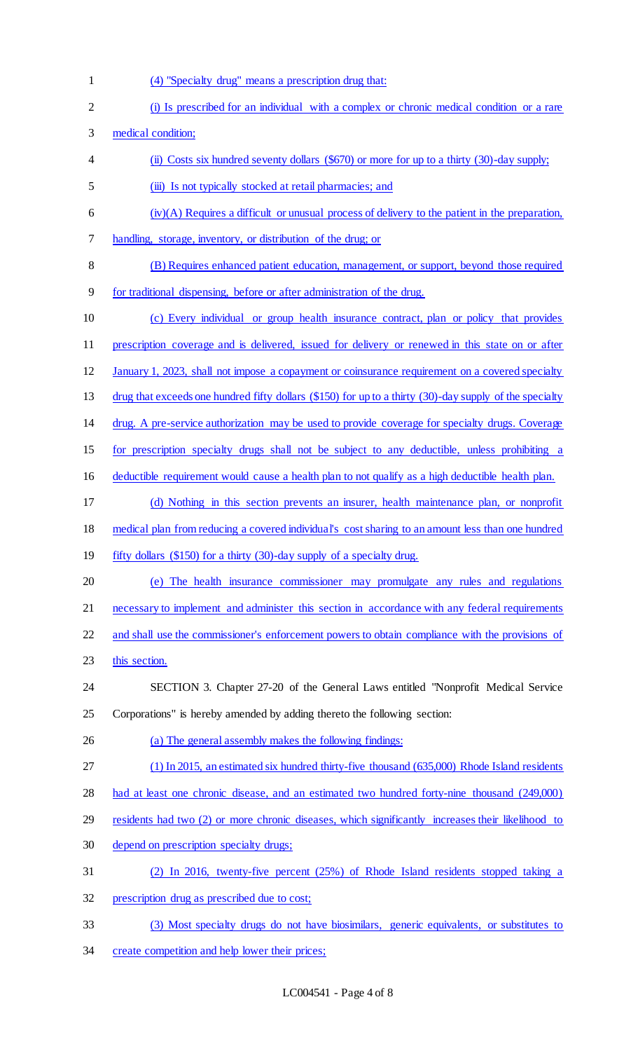(4) "Specialty drug" means a prescription drug that:

(i) Is prescribed for an individual with a complex or chronic medical condition or a rare medical condition;

(ii) Costs six hundred seventy dollars ($670) or more for up to a thirty (30)-day supply;

(iii) Is not typically stocked at retail pharmacies; and

(iv)(A) Requires a difficult or unusual process of delivery to the patient in the preparation, handling, storage, inventory, or distribution of the drug; or

(B) Requires enhanced patient education, management, or support, beyond those required for traditional dispensing, before or after administration of the drug.

(c) Every individual or group health insurance contract, plan or policy that provides prescription coverage and is delivered, issued for delivery or renewed in this state on or after January 1, 2023, shall not impose a copayment or coinsurance requirement on a covered specialty drug that exceeds one hundred fifty dollars ($150) for up to a thirty (30)-day supply of the specialty drug. A pre-service authorization may be used to provide coverage for specialty drugs. Coverage for prescription specialty drugs shall not be subject to any deductible, unless prohibiting a deductible requirement would cause a health plan to not qualify as a high deductible health plan.

(d) Nothing in this section prevents an insurer, health maintenance plan, or nonprofit medical plan from reducing a covered individual's cost sharing to an amount less than one hundred fifty dollars ($150) for a thirty (30)-day supply of a specialty drug.

(e) The health insurance commissioner may promulgate any rules and regulations necessary to implement and administer this section in accordance with any federal requirements and shall use the commissioner's enforcement powers to obtain compliance with the provisions of this section.

SECTION 3. Chapter 27-20 of the General Laws entitled "Nonprofit Medical Service Corporations" is hereby amended by adding thereto the following section:

(a) The general assembly makes the following findings:

(1) In 2015, an estimated six hundred thirty-five thousand (635,000) Rhode Island residents had at least one chronic disease, and an estimated two hundred forty-nine thousand (249,000) residents had two (2) or more chronic diseases, which significantly increases their likelihood to depend on prescription specialty drugs;

(2) In 2016, twenty-five percent (25%) of Rhode Island residents stopped taking a prescription drug as prescribed due to cost;

(3) Most specialty drugs do not have biosimilars, generic equivalents, or substitutes to create competition and help lower their prices;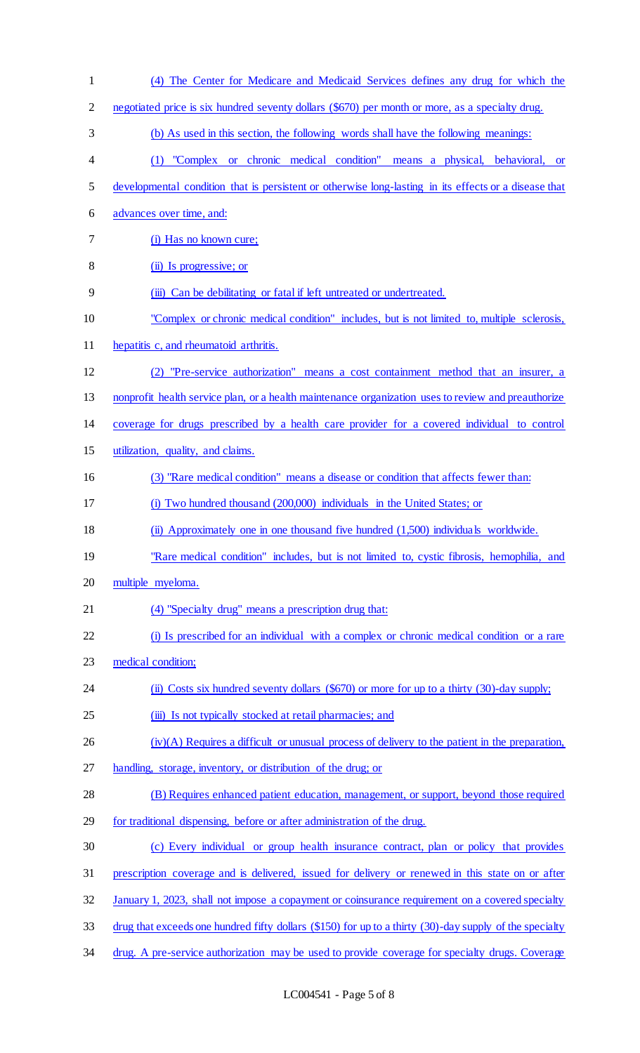(4) The Center for Medicare and Medicaid Services defines any drug for which the negotiated price is six hundred seventy dollars ($670) per month or more, as a specialty drug.

(b) As used in this section, the following words shall have the following meanings:

(1) "Complex or chronic medical condition" means a physical, behavioral, or developmental condition that is persistent or otherwise long-lasting in its effects or a disease that advances over time, and:

(i) Has no known cure;

(ii) Is progressive; or

(iii) Can be debilitating or fatal if left untreated or undertreated.

"Complex or chronic medical condition" includes, but is not limited to, multiple sclerosis, hepatitis c, and rheumatoid arthritis.

(2) "Pre-service authorization" means a cost containment method that an insurer, a nonprofit health service plan, or a health maintenance organization uses to review and preauthorize coverage for drugs prescribed by a health care provider for a covered individual to control utilization, quality, and claims.

(3) "Rare medical condition" means a disease or condition that affects fewer than:

(i) Two hundred thousand (200,000) individuals in the United States; or

(ii) Approximately one in one thousand five hundred (1,500) individuals worldwide.

"Rare medical condition" includes, but is not limited to, cystic fibrosis, hemophilia, and multiple myeloma.

(4) "Specialty drug" means a prescription drug that:

(i) Is prescribed for an individual with a complex or chronic medical condition or a rare medical condition;

(ii) Costs six hundred seventy dollars ($670) or more for up to a thirty (30)-day supply;

(iii) Is not typically stocked at retail pharmacies; and

(iv)(A) Requires a difficult or unusual process of delivery to the patient in the preparation, handling, storage, inventory, or distribution of the drug; or

(B) Requires enhanced patient education, management, or support, beyond those required for traditional dispensing, before or after administration of the drug.

(c) Every individual or group health insurance contract, plan or policy that provides prescription coverage and is delivered, issued for delivery or renewed in this state on or after January 1, 2023, shall not impose a copayment or coinsurance requirement on a covered specialty drug that exceeds one hundred fifty dollars ($150) for up to a thirty (30)-day supply of the specialty drug. A pre-service authorization may be used to provide coverage for specialty drugs. Coverage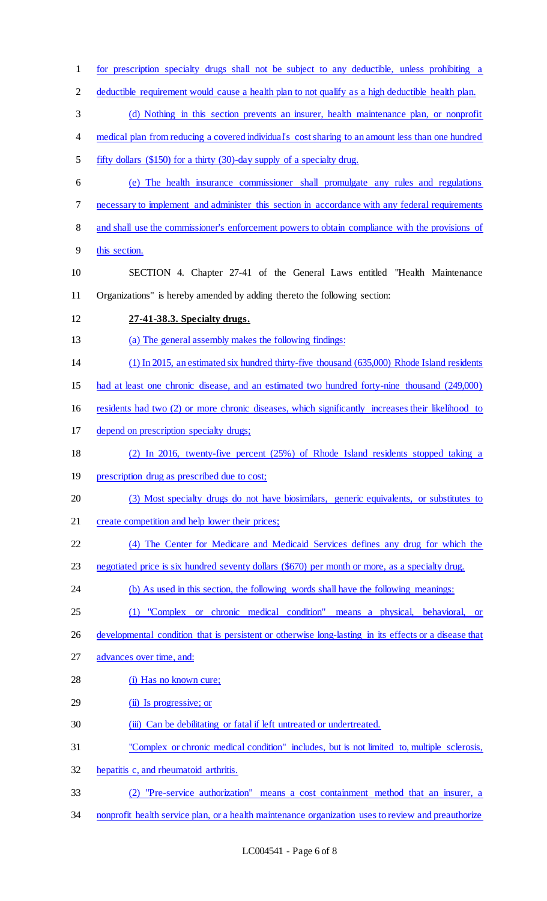for prescription specialty drugs shall not be subject to any deductible, unless prohibiting a deductible requirement would cause a health plan to not qualify as a high deductible health plan.

(d) Nothing in this section prevents an insurer, health maintenance plan, or nonprofit medical plan from reducing a covered individual's cost sharing to an amount less than one hundred fifty dollars ($150) for a thirty (30)-day supply of a specialty drug.

(e) The health insurance commissioner shall promulgate any rules and regulations necessary to implement and administer this section in accordance with any federal requirements and shall use the commissioner's enforcement powers to obtain compliance with the provisions of this section.

SECTION 4. Chapter 27-41 of the General Laws entitled "Health Maintenance Organizations" is hereby amended by adding thereto the following section:

**27-41-38.3. Specialty drugs.**

(a) The general assembly makes the following findings:

(1) In 2015, an estimated six hundred thirty-five thousand (635,000) Rhode Island residents had at least one chronic disease, and an estimated two hundred forty-nine thousand (249,000) residents had two (2) or more chronic diseases, which significantly increases their likelihood to depend on prescription specialty drugs;

(2) In 2016, twenty-five percent (25%) of Rhode Island residents stopped taking a prescription drug as prescribed due to cost;

(3) Most specialty drugs do not have biosimilars, generic equivalents, or substitutes to create competition and help lower their prices;

(4) The Center for Medicare and Medicaid Services defines any drug for which the negotiated price is six hundred seventy dollars ($670) per month or more, as a specialty drug.

(b) As used in this section, the following words shall have the following meanings:

(1) "Complex or chronic medical condition" means a physical, behavioral, or developmental condition that is persistent or otherwise long-lasting in its effects or a disease that advances over time, and:

(i) Has no known cure;

(ii) Is progressive; or

(iii) Can be debilitating or fatal if left untreated or undertreated.

"Complex or chronic medical condition" includes, but is not limited to, multiple sclerosis, hepatitis c, and rheumatoid arthritis.

(2) "Pre-service authorization" means a cost containment method that an insurer, a nonprofit health service plan, or a health maintenance organization uses to review and preauthorize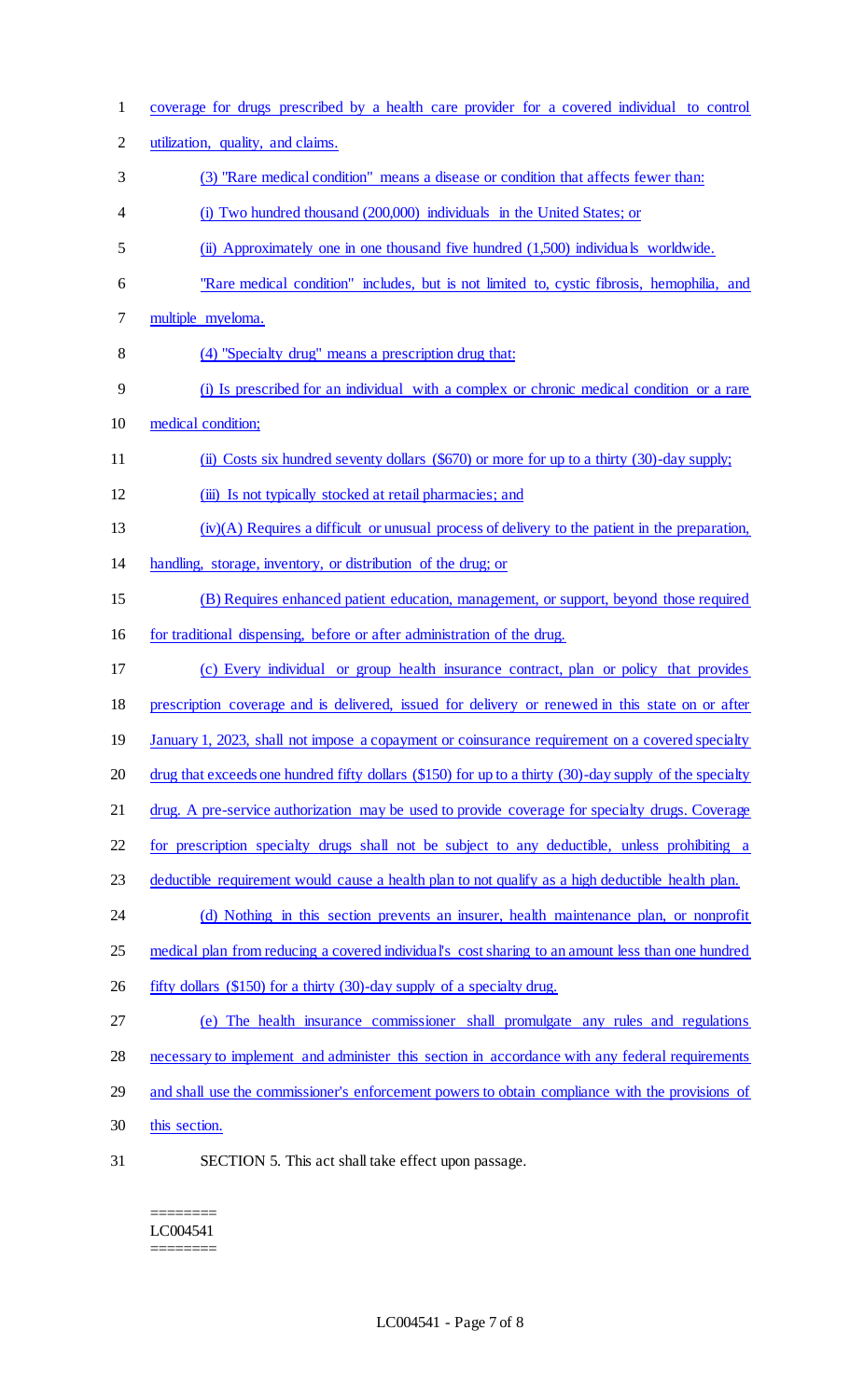coverage for drugs prescribed by a health care provider for a covered individual to control utilization, quality, and claims.

(3) "Rare medical condition" means a disease or condition that affects fewer than:

(i) Two hundred thousand (200,000) individuals in the United States; or

(ii) Approximately one in one thousand five hundred (1,500) individuals worldwide.

"Rare medical condition" includes, but is not limited to, cystic fibrosis, hemophilia, and multiple myeloma.

(4) "Specialty drug" means a prescription drug that:

(i) Is prescribed for an individual with a complex or chronic medical condition or a rare medical condition;

(ii) Costs six hundred seventy dollars ($670) or more for up to a thirty (30)-day supply;

(iii) Is not typically stocked at retail pharmacies; and

(iv)(A) Requires a difficult or unusual process of delivery to the patient in the preparation, handling, storage, inventory, or distribution of the drug; or

(B) Requires enhanced patient education, management, or support, beyond those required for traditional dispensing, before or after administration of the drug.

(c) Every individual or group health insurance contract, plan or policy that provides prescription coverage and is delivered, issued for delivery or renewed in this state on or after January 1, 2023, shall not impose a copayment or coinsurance requirement on a covered specialty drug that exceeds one hundred fifty dollars ($150) for up to a thirty (30)-day supply of the specialty drug. A pre-service authorization may be used to provide coverage for specialty drugs. Coverage for prescription specialty drugs shall not be subject to any deductible, unless prohibiting a deductible requirement would cause a health plan to not qualify as a high deductible health plan.

(d) Nothing in this section prevents an insurer, health maintenance plan, or nonprofit medical plan from reducing a covered individual's cost sharing to an amount less than one hundred fifty dollars ($150) for a thirty (30)-day supply of a specialty drug.

(e) The health insurance commissioner shall promulgate any rules and regulations necessary to implement and administer this section in accordance with any federal requirements and shall use the commissioner's enforcement powers to obtain compliance with the provisions of this section.

SECTION 5. This act shall take effect upon passage.

========
LC004541
========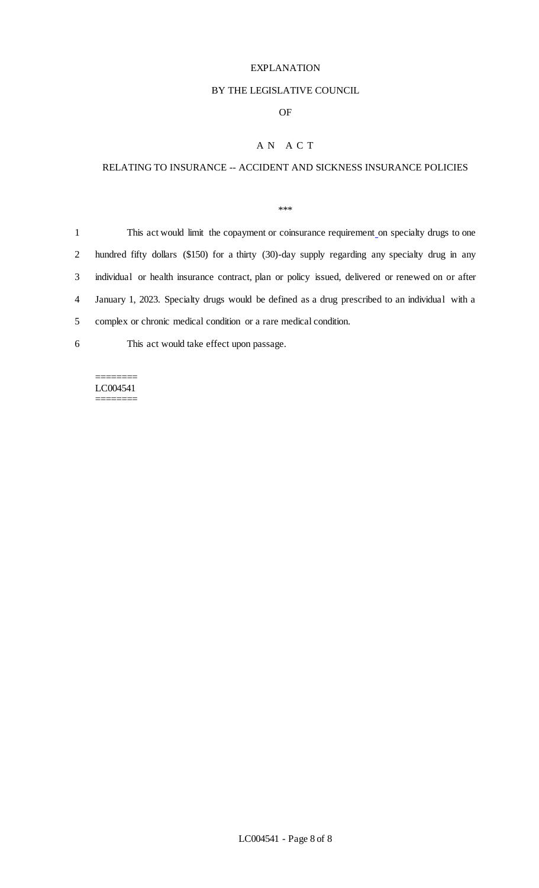EXPLANATION

BY THE LEGISLATIVE COUNCIL

OF

A N A C T

RELATING TO INSURANCE -- ACCIDENT AND SICKNESS INSURANCE POLICIES

\*\*\*

This act would limit the copayment or coinsurance requirement on specialty drugs to one hundred fifty dollars ($150) for a thirty (30)-day supply regarding any specialty drug in any individual or health insurance contract, plan or policy issued, delivered or renewed on or after January 1, 2023. Specialty drugs would be defined as a drug prescribed to an individual with a complex or chronic medical condition or a rare medical condition.

This act would take effect upon passage.

========
LC004541
========